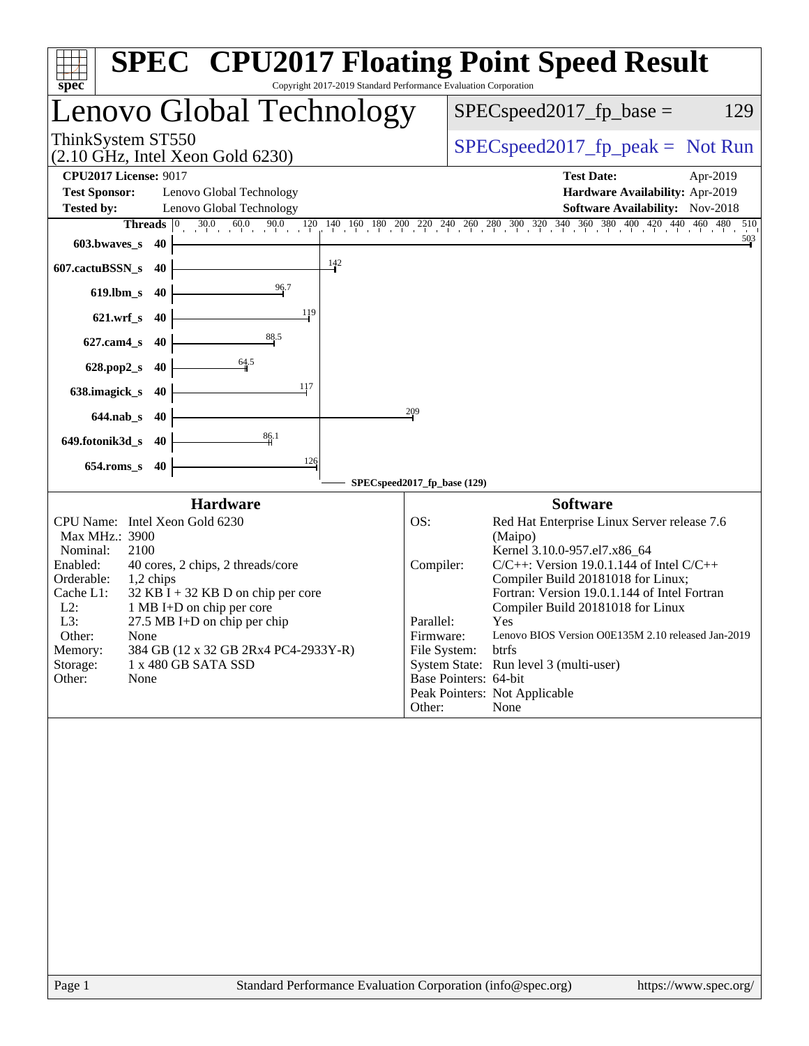# SPEC CPU2017 Floating Point Speed Result

Copyright 2017-2019 Standard Performance Evaluation Corporation

## Lenovo Global Technology

ThinkSystem ST550
(2.10 GHz, Intel Xeon Gold 6230)

SPECspeed2017_fp_base = 129

SPECspeed2017_fp_peak = Not Run

| | | | |
|---|---|---|---|
| **CPU2017 License:** | 9017 | **Test Date:** | Apr-2019 |
| **Test Sponsor:** | Lenovo Global Technology | **Hardware Availability:** | Apr-2019 |
| **Tested by:** | Lenovo Global Technology | **Software Availability:** | Nov-2018 |

| Benchmark | Threads | Base |
|---|---|---|
| 603.bwaves_s | 40 | 503 |
| 607.cactuBSSN_s | 40 | 142 |
| 619.lbm_s | 40 | 96.7 |
| 621.wrf_s | 40 | 119 |
| 627.cam4_s | 40 | 88.5 |
| 628.pop2_s | 40 | 64.5 |
| 638.imagick_s | 40 | 117 |
| 644.nab_s | 40 | 209 |
| 649.fotonik3d_s | 40 | 86.1 |
| 654.roms_s | 40 | 126 |

SPECspeed2017_fp_base (129)

### Hardware

| | |
|---|---|
| CPU Name: | Intel Xeon Gold 6230 |
| Max MHz.: | 3900 |
| Nominal: | 2100 |
| Enabled: | 40 cores, 2 chips, 2 threads/core |
| Orderable: | 1,2 chips |
| Cache L1: | 32 KB I + 32 KB D on chip per core |
| L2: | 1 MB I+D on chip per core |
| L3: | 27.5 MB I+D on chip per chip |
| Other: | None |
| Memory: | 384 GB (12 x 32 GB 2Rx4 PC4-2933Y-R) |
| Storage: | 1 x 480 GB SATA SSD |
| Other: | None |

### Software

| | |
|---|---|
| OS: | Red Hat Enterprise Linux Server release 7.6 (Maipo) Kernel 3.10.0-957.el7.x86_64 |
| Compiler: | C/C++: Version 19.0.1.144 of Intel C/C++ Compiler Build 20181018 for Linux; Fortran: Version 19.0.1.144 of Intel Fortran Compiler Build 20181018 for Linux |
| Parallel: | Yes |
| Firmware: | Lenovo BIOS Version O0E135M 2.10 released Jan-2019 |
| File System: | btrfs |
| System State: | Run level 3 (multi-user) |
| Base Pointers: | 64-bit |
| Peak Pointers: | Not Applicable |
| Other: | None |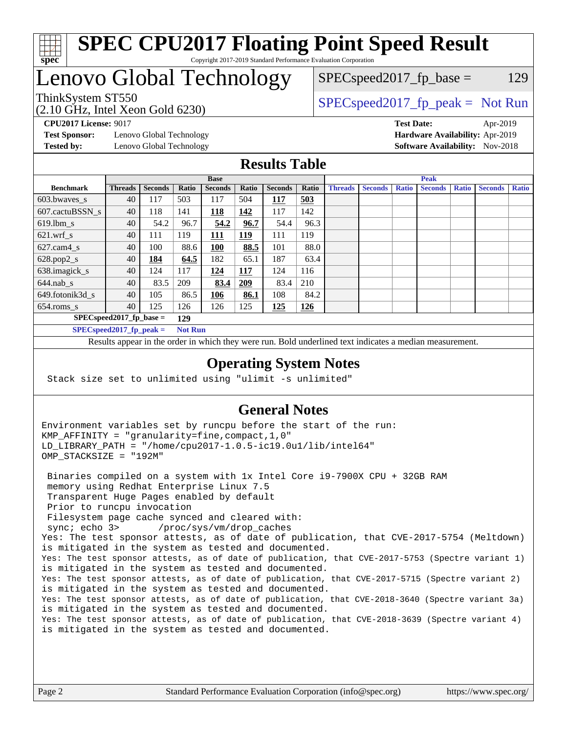# SPEC CPU2017 Floating Point Speed Result

Copyright 2017-2019 Standard Performance Evaluation Corporation

# Lenovo Global Technology

ThinkSystem ST550
(2.10 GHz, Intel Xeon Gold 6230)

SPECspeed2017_fp_base = 129

SPECspeed2017_fp_peak = Not Run

**CPU2017 License:** 9017
**Test Sponsor:** Lenovo Global Technology
**Tested by:** Lenovo Global Technology

**Test Date:** Apr-2019
**Hardware Availability:** Apr-2019
**Software Availability:** Nov-2018

## Results Table

| Benchmark | Base | | | | | | | Peak | | | | | | |
|---|---|---|---|---|---|---|---|---|---|---|---|---|---|---|
| | Threads | Seconds | Ratio | Seconds | Ratio | Seconds | Ratio | Threads | Seconds | Ratio | Seconds | Ratio | Seconds | Ratio |
| 603.bwaves_s | 40 | 117 | 503 | 117 | 504 | **117** | **503** | | | | | | | |
| 607.cactuBSSN_s | 40 | 118 | 141 | **118** | **142** | 117 | 142 | | | | | | | |
| 619.lbm_s | 40 | 54.2 | 96.7 | **54.2** | **96.7** | 54.4 | 96.3 | | | | | | | |
| 621.wrf_s | 40 | 111 | 119 | **111** | **119** | 111 | 119 | | | | | | | |
| 627.cam4_s | 40 | 100 | 88.6 | **100** | **88.5** | 101 | 88.0 | | | | | | | |
| 628.pop2_s | 40 | **184** | **64.5** | 182 | 65.1 | 187 | 63.4 | | | | | | | |
| 638.imagick_s | 40 | 124 | 117 | **124** | **117** | 124 | 116 | | | | | | | |
| 644.nab_s | 40 | 83.5 | 209 | **83.4** | **209** | 83.4 | 210 | | | | | | | |
| 649.fotonik3d_s | 40 | 105 | 86.5 | **106** | **86.1** | 108 | 84.2 | | | | | | | |
| 654.roms_s | 40 | 125 | 126 | 126 | 125 | **125** | **126** | | | | | | | |

**SPECspeed2017_fp_base = 129**

**SPECspeed2017_fp_peak = Not Run**

Results appear in the order in which they were run. Bold underlined text indicates a median measurement.

## Operating System Notes

```
Stack size set to unlimited using "ulimit -s unlimited"
```

## General Notes

```
Environment variables set by runcpu before the start of the run:
KMP_AFFINITY = "granularity=fine,compact,1,0"
LD_LIBRARY_PATH = "/home/cpu2017-1.0.5-ic19.0u1/lib/intel64"
OMP_STACKSIZE = "192M"

 Binaries compiled on a system with 1x Intel Core i9-7900X CPU + 32GB RAM
 memory using Redhat Enterprise Linux 7.5
 Transparent Huge Pages enabled by default
 Prior to runcpu invocation
 Filesystem page cache synced and cleared with:
 sync; echo 3>       /proc/sys/vm/drop_caches
Yes: The test sponsor attests, as of date of publication, that CVE-2017-5754 (Meltdown)
is mitigated in the system as tested and documented.
Yes: The test sponsor attests, as of date of publication, that CVE-2017-5753 (Spectre variant 1)
is mitigated in the system as tested and documented.
Yes: The test sponsor attests, as of date of publication, that CVE-2017-5715 (Spectre variant 2)
is mitigated in the system as tested and documented.
Yes: The test sponsor attests, as of date of publication, that CVE-2018-3640 (Spectre variant 3a)
is mitigated in the system as tested and documented.
Yes: The test sponsor attests, as of date of publication, that CVE-2018-3639 (Spectre variant 4)
is mitigated in the system as tested and documented.
```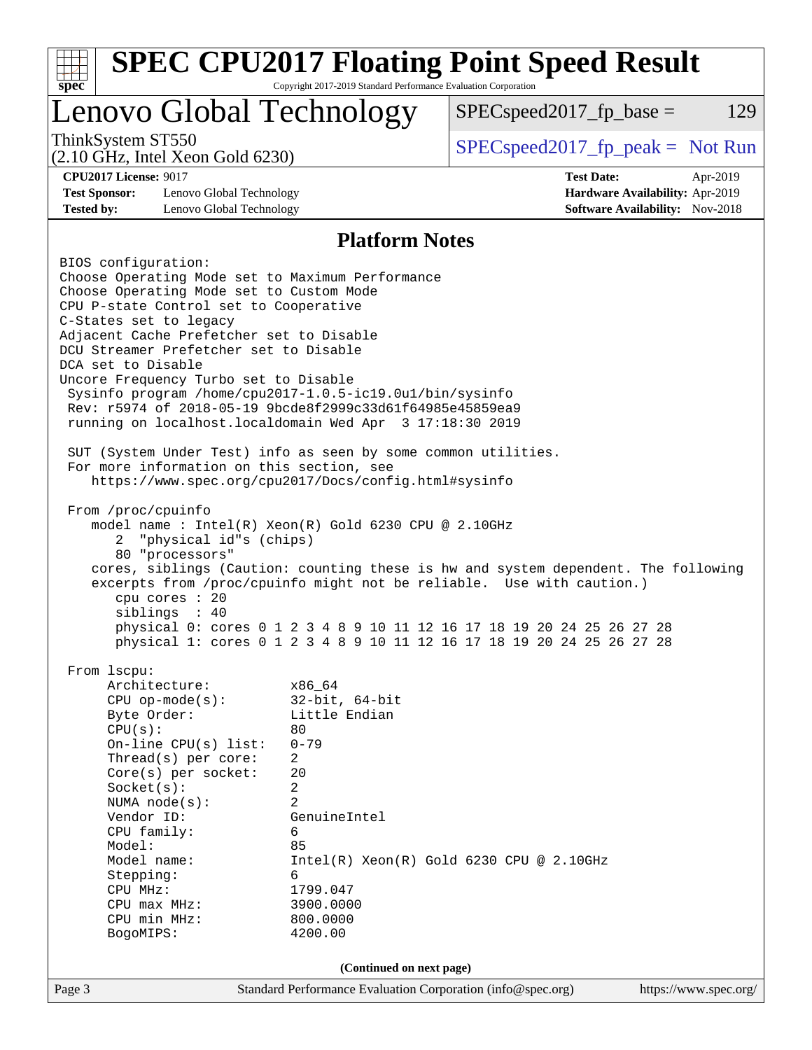## Platform Notes

```
BIOS configuration:
Choose Operating Mode set to Maximum Performance
Choose Operating Mode set to Custom Mode
CPU P-state Control set to Cooperative
C-States set to legacy
Adjacent Cache Prefetcher set to Disable
DCU Streamer Prefetcher set to Disable
DCA set to Disable
Uncore Frequency Turbo set to Disable
 Sysinfo program /home/cpu2017-1.0.5-ic19.0u1/bin/sysinfo
 Rev: r5974 of 2018-05-19 9bcde8f2999c33d61f64985e45859ea9
 running on localhost.localdomain Wed Apr  3 17:18:30 2019

 SUT (System Under Test) info as seen by some common utilities.
 For more information on this section, see
    https://www.spec.org/cpu2017/Docs/config.html#sysinfo

 From /proc/cpuinfo
    model name : Intel(R) Xeon(R) Gold 6230 CPU @ 2.10GHz
       2  "physical id"s (chips)
       80 "processors"
    cores, siblings (Caution: counting these is hw and system dependent. The following
    excerpts from /proc/cpuinfo might not be reliable.  Use with caution.)
       cpu cores : 20
       siblings  : 40
       physical 0: cores 0 1 2 3 4 8 9 10 11 12 16 17 18 19 20 24 25 26 27 28
       physical 1: cores 0 1 2 3 4 8 9 10 11 12 16 17 18 19 20 24 25 26 27 28

 From lscpu:
      Architecture:          x86_64
      CPU op-mode(s):        32-bit, 64-bit
      Byte Order:            Little Endian
      CPU(s):                80
      On-line CPU(s) list:   0-79
      Thread(s) per core:    2
      Core(s) per socket:    20
      Socket(s):             2
      NUMA node(s):          2
      Vendor ID:             GenuineIntel
      CPU family:            6
      Model:                 85
      Model name:            Intel(R) Xeon(R) Gold 6230 CPU @ 2.10GHz
      Stepping:              6
      CPU MHz:               1799.047
      CPU max MHz:           3900.0000
      CPU min MHz:           800.0000
      BogoMIPS:              4200.00
```

**(Continued on next page)**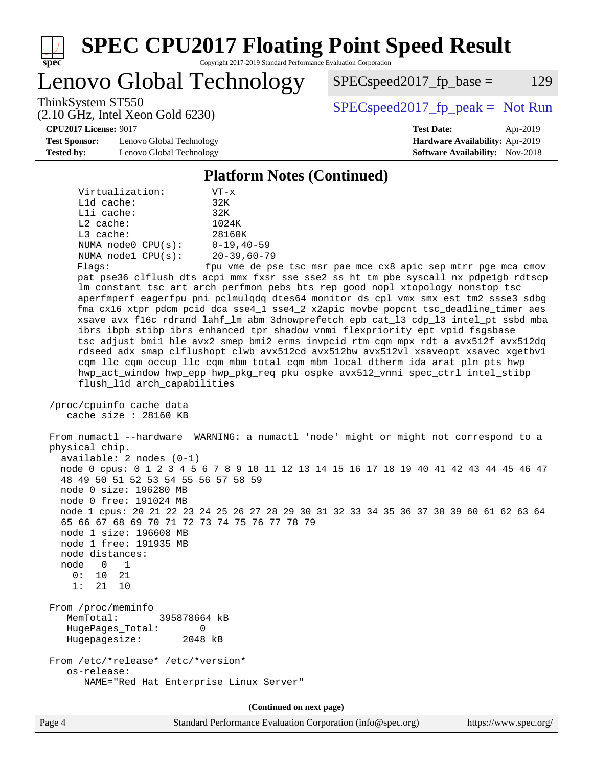# SPEC CPU2017 Floating Point Speed Result

Copyright 2017-2019 Standard Performance Evaluation Corporation

## Lenovo Global Technology

ThinkSystem ST550
(2.10 GHz, Intel Xeon Gold 6230)

SPECspeed2017_fp_base = 129

SPECspeed2017_fp_peak = Not Run

**CPU2017 License:** 9017
**Test Sponsor:** Lenovo Global Technology
**Tested by:** Lenovo Global Technology

**Test Date:** Apr-2019
**Hardware Availability:** Apr-2019
**Software Availability:** Nov-2018

### Platform Notes (Continued)

```
      Virtualization:        VT-x
      L1d cache:             32K
      L1i cache:             32K
      L2 cache:              1024K
      L3 cache:              28160K
      NUMA node0 CPU(s):     0-19,40-59
      NUMA node1 CPU(s):     20-39,60-79
      Flags:                fpu vme de pse tsc msr pae mce cx8 apic sep mtrr pge mca cmov
      pat pse36 clflush dts acpi mmx fxsr sse sse2 ss ht tm pbe syscall nx pdpe1gb rdtscp
      lm constant_tsc art arch_perfmon pebs bts rep_good nopl xtopology nonstop_tsc
      aperfmperf eagerfpu pni pclmulqdq dtes64 monitor ds_cpl vmx smx est tm2 ssse3 sdbg
      fma cx16 xtpr pdcm pcid dca sse4_1 sse4_2 x2apic movbe popcnt tsc_deadline_timer aes
      xsave avx f16c rdrand lahf_lm abm 3dnowprefetch epb cat_l3 cdp_l3 intel_pt ssbd mba
      ibrs ibpb stibp ibrs_enhanced tpr_shadow vnmi flexpriority ept vpid fsgsbase
      tsc_adjust bmi1 hle avx2 smep bmi2 erms invpcid rtm cqm mpx rdt_a avx512f avx512dq
      rdseed adx smap clflushopt clwb avx512cd avx512bw avx512vl xsaveopt xsavec xgetbv1
      cqm_llc cqm_occup_llc cqm_mbm_total cqm_mbm_local dtherm ida arat pln pts hwp
      hwp_act_window hwp_epp hwp_pkg_req pku ospke avx512_vnni spec_ctrl intel_stibp
      flush_l1d arch_capabilities

 /proc/cpuinfo cache data
    cache size : 28160 KB

 From numactl --hardware  WARNING: a numactl 'node' might or might not correspond to a
 physical chip.
   available: 2 nodes (0-1)
   node 0 cpus: 0 1 2 3 4 5 6 7 8 9 10 11 12 13 14 15 16 17 18 19 40 41 42 43 44 45 46 47
   48 49 50 51 52 53 54 55 56 57 58 59
   node 0 size: 196280 MB
   node 0 free: 191024 MB
   node 1 cpus: 20 21 22 23 24 25 26 27 28 29 30 31 32 33 34 35 36 37 38 39 60 61 62 63 64
   65 66 67 68 69 70 71 72 73 74 75 76 77 78 79
   node 1 size: 196608 MB
   node 1 free: 191935 MB
   node distances:
   node   0   1
     0:  10  21
     1:  21  10

 From /proc/meminfo
    MemTotal:       395878664 kB
    HugePages_Total:       0
    Hugepagesize:       2048 kB

 From /etc/*release* /etc/*version*
    os-release:
       NAME="Red Hat Enterprise Linux Server"
```

(Continued on next page)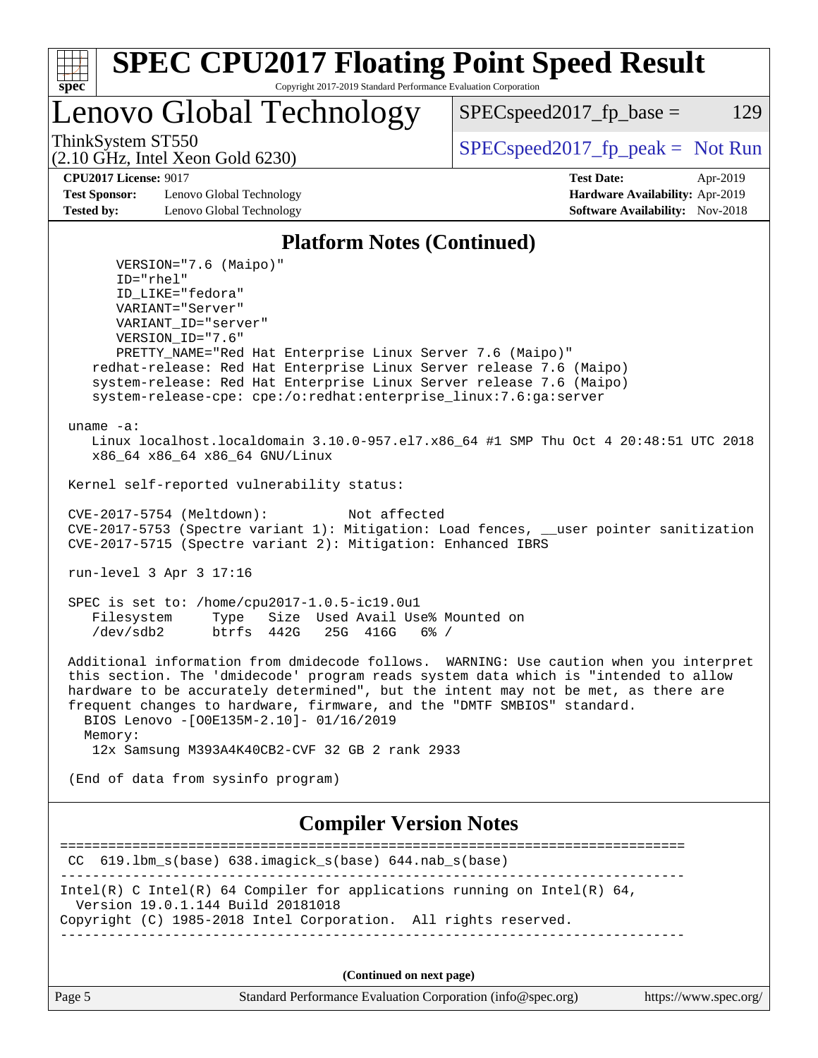## Platform Notes (Continued)

```
       VERSION="7.6 (Maipo)"
       ID="rhel"
       ID_LIKE="fedora"
       VARIANT="Server"
       VARIANT_ID="server"
       VERSION_ID="7.6"
       PRETTY_NAME="Red Hat Enterprise Linux Server 7.6 (Maipo)"
    redhat-release: Red Hat Enterprise Linux Server release 7.6 (Maipo)
    system-release: Red Hat Enterprise Linux Server release 7.6 (Maipo)
    system-release-cpe: cpe:/o:redhat:enterprise_linux:7.6:ga:server

 uname -a:
    Linux localhost.localdomain 3.10.0-957.el7.x86_64 #1 SMP Thu Oct 4 20:48:51 UTC 2018
    x86_64 x86_64 x86_64 GNU/Linux

 Kernel self-reported vulnerability status:

 CVE-2017-5754 (Meltdown):          Not affected
 CVE-2017-5753 (Spectre variant 1): Mitigation: Load fences, __user pointer sanitization
 CVE-2017-5715 (Spectre variant 2): Mitigation: Enhanced IBRS

 run-level 3 Apr 3 17:16

 SPEC is set to: /home/cpu2017-1.0.5-ic19.0u1
    Filesystem     Type   Size  Used Avail Use% Mounted on
    /dev/sdb2      btrfs  442G   25G  416G   6% /

 Additional information from dmidecode follows.  WARNING: Use caution when you interpret
 this section. The 'dmidecode' program reads system data which is "intended to allow
 hardware to be accurately determined", but the intent may not be met, as there are
 frequent changes to hardware, firmware, and the "DMTF SMBIOS" standard.
   BIOS Lenovo -[O0E135M-2.10]- 01/16/2019
   Memory:
    12x Samsung M393A4K40CB2-CVF 32 GB 2 rank 2933

 (End of data from sysinfo program)
```

## Compiler Version Notes

```
==============================================================================
 CC  619.lbm_s(base) 638.imagick_s(base) 644.nab_s(base)
------------------------------------------------------------------------------
Intel(R) C Intel(R) 64 Compiler for applications running on Intel(R) 64,
  Version 19.0.1.144 Build 20181018
Copyright (C) 1985-2018 Intel Corporation.  All rights reserved.
------------------------------------------------------------------------------
```

(Continued on next page)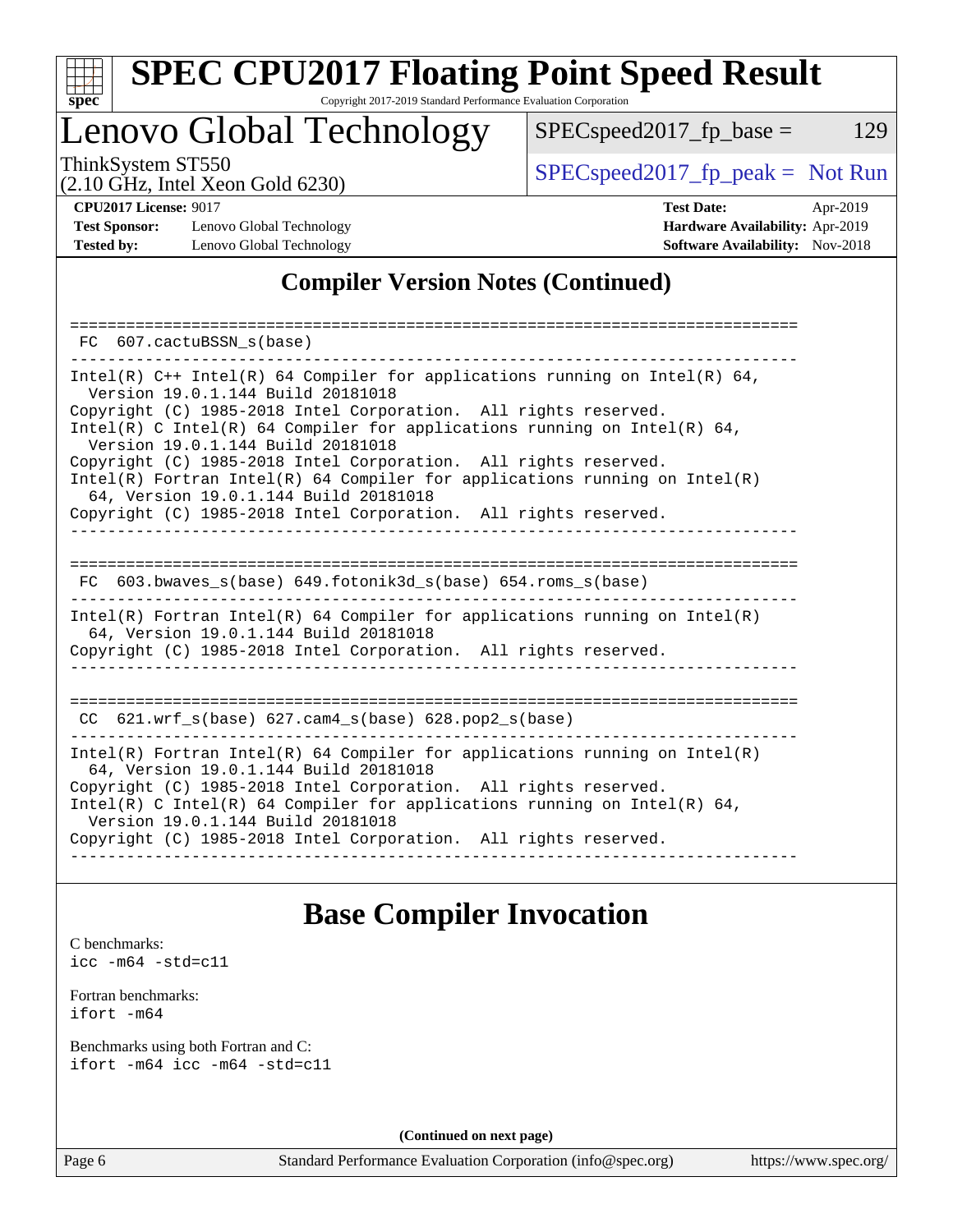# SPEC CPU2017 Floating Point Speed Result

Copyright 2017-2019 Standard Performance Evaluation Corporation

## Lenovo Global Technology

ThinkSystem ST550
(2.10 GHz, Intel Xeon Gold 6230)

SPECspeed2017_fp_base = 129

SPECspeed2017_fp_peak = Not Run

**CPU2017 License:** 9017
**Test Sponsor:** Lenovo Global Technology
**Tested by:** Lenovo Global Technology
**Test Date:** Apr-2019
**Hardware Availability:** Apr-2019
**Software Availability:** Nov-2018

## Compiler Version Notes (Continued)

```
==============================================================================
 FC  607.cactuBSSN_s(base)
------------------------------------------------------------------------------
Intel(R) C++ Intel(R) 64 Compiler for applications running on Intel(R) 64,
  Version 19.0.1.144 Build 20181018
Copyright (C) 1985-2018 Intel Corporation.  All rights reserved.
Intel(R) C Intel(R) 64 Compiler for applications running on Intel(R) 64,
  Version 19.0.1.144 Build 20181018
Copyright (C) 1985-2018 Intel Corporation.  All rights reserved.
Intel(R) Fortran Intel(R) 64 Compiler for applications running on Intel(R)
  64, Version 19.0.1.144 Build 20181018
Copyright (C) 1985-2018 Intel Corporation.  All rights reserved.
------------------------------------------------------------------------------

==============================================================================
 FC  603.bwaves_s(base) 649.fotonik3d_s(base) 654.roms_s(base)
------------------------------------------------------------------------------
Intel(R) Fortran Intel(R) 64 Compiler for applications running on Intel(R)
  64, Version 19.0.1.144 Build 20181018
Copyright (C) 1985-2018 Intel Corporation.  All rights reserved.
------------------------------------------------------------------------------

==============================================================================
 CC  621.wrf_s(base) 627.cam4_s(base) 628.pop2_s(base)
------------------------------------------------------------------------------
Intel(R) Fortran Intel(R) 64 Compiler for applications running on Intel(R)
  64, Version 19.0.1.144 Build 20181018
Copyright (C) 1985-2018 Intel Corporation.  All rights reserved.
Intel(R) C Intel(R) 64 Compiler for applications running on Intel(R) 64,
  Version 19.0.1.144 Build 20181018
Copyright (C) 1985-2018 Intel Corporation.  All rights reserved.
------------------------------------------------------------------------------
```

## Base Compiler Invocation

C benchmarks:
```
icc -m64 -std=c11
```

Fortran benchmarks:
```
ifort -m64
```

Benchmarks using both Fortran and C:
```
ifort -m64 icc -m64 -std=c11
```

**(Continued on next page)**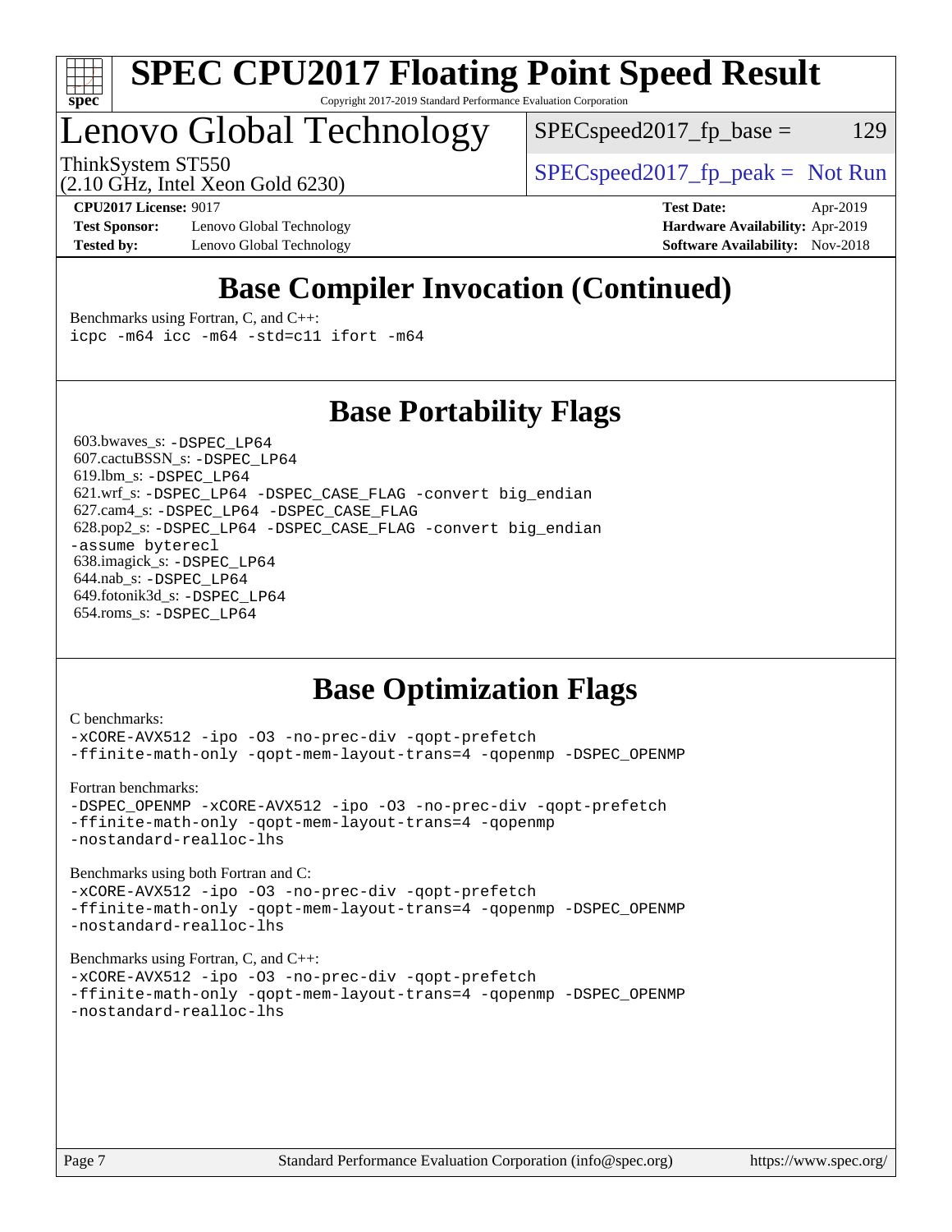# SPEC CPU2017 Floating Point Speed Result

Copyright 2017-2019 Standard Performance Evaluation Corporation

## Lenovo Global Technology

ThinkSystem ST550
(2.10 GHz, Intel Xeon Gold 6230)

SPECspeed2017_fp_base = 129

SPECspeed2017_fp_peak = Not Run

**CPU2017 License:** 9017
**Test Sponsor:** Lenovo Global Technology
**Tested by:** Lenovo Global Technology

**Test Date:** Apr-2019
**Hardware Availability:** Apr-2019
**Software Availability:** Nov-2018

## Base Compiler Invocation (Continued)

Benchmarks using Fortran, C, and C++:
```
icpc -m64 icc -m64 -std=c11 ifort -m64
```

## Base Portability Flags

603.bwaves_s: `-DSPEC_LP64`
607.cactuBSSN_s: `-DSPEC_LP64`
619.lbm_s: `-DSPEC_LP64`
621.wrf_s: `-DSPEC_LP64 -DSPEC_CASE_FLAG -convert big_endian`
627.cam4_s: `-DSPEC_LP64 -DSPEC_CASE_FLAG`
628.pop2_s: `-DSPEC_LP64 -DSPEC_CASE_FLAG -convert big_endian -assume byterecl`
638.imagick_s: `-DSPEC_LP64`
644.nab_s: `-DSPEC_LP64`
649.fotonik3d_s: `-DSPEC_LP64`
654.roms_s: `-DSPEC_LP64`

## Base Optimization Flags

C benchmarks:
```
-xCORE-AVX512 -ipo -O3 -no-prec-div -qopt-prefetch
-ffinite-math-only -qopt-mem-layout-trans=4 -qopenmp -DSPEC_OPENMP
```

Fortran benchmarks:
```
-DSPEC_OPENMP -xCORE-AVX512 -ipo -O3 -no-prec-div -qopt-prefetch
-ffinite-math-only -qopt-mem-layout-trans=4 -qopenmp
-nostandard-realloc-lhs
```

Benchmarks using both Fortran and C:
```
-xCORE-AVX512 -ipo -O3 -no-prec-div -qopt-prefetch
-ffinite-math-only -qopt-mem-layout-trans=4 -qopenmp -DSPEC_OPENMP
-nostandard-realloc-lhs
```

Benchmarks using Fortran, C, and C++:
```
-xCORE-AVX512 -ipo -O3 -no-prec-div -qopt-prefetch
-ffinite-math-only -qopt-mem-layout-trans=4 -qopenmp -DSPEC_OPENMP
-nostandard-realloc-lhs
```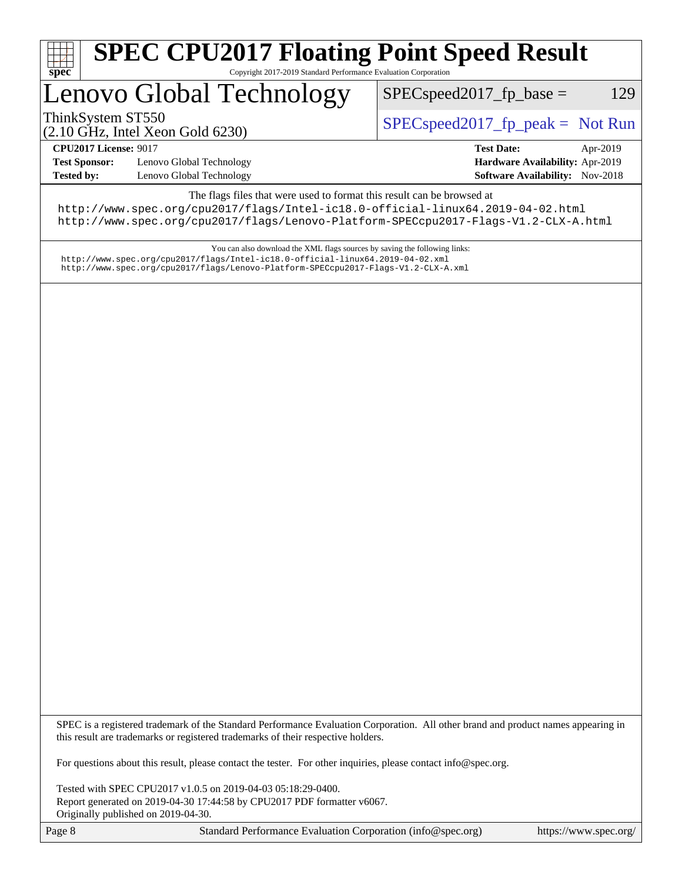The flags files that were used to format this result can be browsed at

http://www.spec.org/cpu2017/flags/Intel-ic18.0-official-linux64.2019-04-02.html
http://www.spec.org/cpu2017/flags/Lenovo-Platform-SPECcpu2017-Flags-V1.2-CLX-A.html

You can also download the XML flags sources by saving the following links:

http://www.spec.org/cpu2017/flags/Intel-ic18.0-official-linux64.2019-04-02.xml
http://www.spec.org/cpu2017/flags/Lenovo-Platform-SPECcpu2017-Flags-V1.2-CLX-A.xml

SPEC is a registered trademark of the Standard Performance Evaluation Corporation. All other brand and product names appearing in this result are trademarks or registered trademarks of their respective holders.

For questions about this result, please contact the tester. For other inquiries, please contact info@spec.org.

Tested with SPEC CPU2017 v1.0.5 on 2019-04-03 05:18:29-0400.
Report generated on 2019-04-30 17:44:58 by CPU2017 PDF formatter v6067.
Originally published on 2019-04-30.